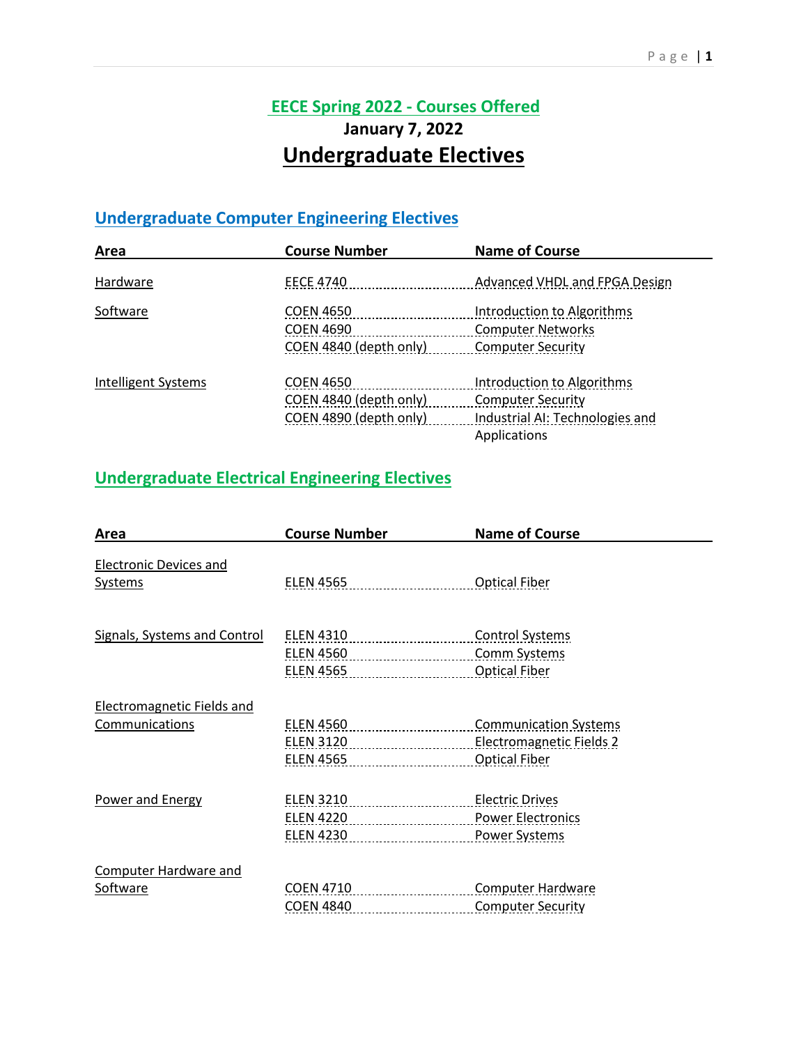# EECE Spring 2022 - Courses Offered

**January 7, 2022**

# Undergraduate Electives

## Undergraduate Computer Engineering Electives

| Area | Course Number | Name of Course |
|---|---|---|
| Hardware | EECE 4740 | Advanced VHDL and FPGA Design |
| Software | COEN 4650 | Introduction to Algorithms |
| | COEN 4690 | Computer Networks |
| | COEN 4840 (depth only) | Computer Security |
| Intelligent Systems | COEN 4650 | Introduction to Algorithms |
| | COEN 4840 (depth only) | Computer Security |
| | COEN 4890 (depth only) | Industrial AI: Technologies and Applications |

## Undergraduate Electrical Engineering Electives

| Area | Course Number | Name of Course |
|---|---|---|
| Electronic Devices and Systems | ELEN 4565 | Optical Fiber |
| Signals, Systems and Control | ELEN 4310 | Control Systems |
| | ELEN 4560 | Comm Systems |
| | ELEN 4565 | Optical Fiber |
| Electromagnetic Fields and Communications | ELEN 4560 | Communication Systems |
| | ELEN 3120 | Electromagnetic Fields 2 |
| | ELEN 4565 | Optical Fiber |
| Power and Energy | ELEN 3210 | Electric Drives |
| | ELEN 4220 | Power Electronics |
| | ELEN 4230 | Power Systems |
| Computer Hardware and Software | COEN 4710 | Computer Hardware |
| | COEN 4840 | Computer Security |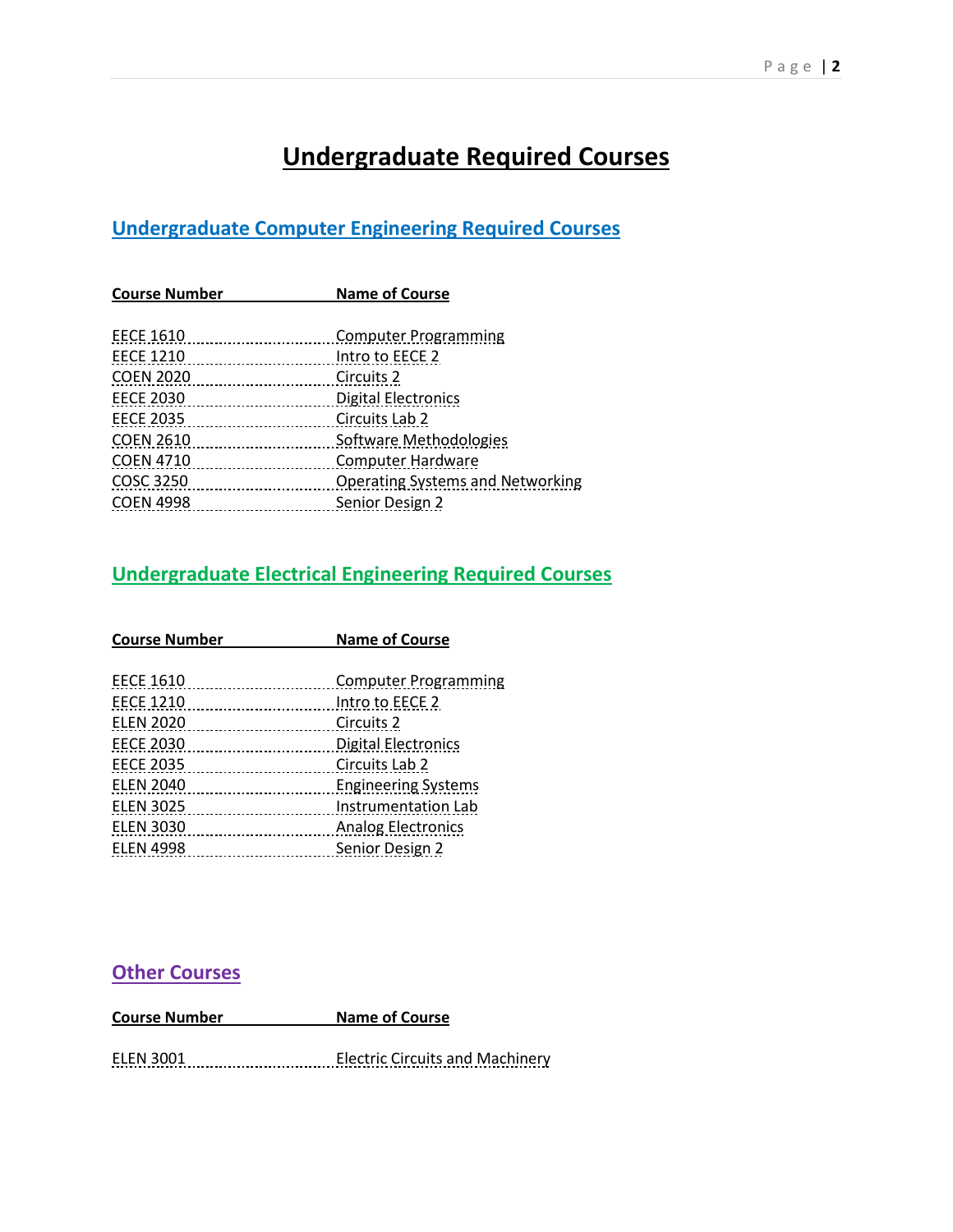# Undergraduate Required Courses

## Undergraduate Computer Engineering Required Courses

| Course Number | Name of Course |
|---|---|
| EECE 1610 | Computer Programming |
| EECE 1210 | Intro to EECE 2 |
| COEN 2020 | Circuits 2 |
| EECE 2030 | Digital Electronics |
| EECE 2035 | Circuits Lab 2 |
| COEN 2610 | Software Methodologies |
| COEN 4710 | Computer Hardware |
| COSC 3250 | Operating Systems and Networking |
| COEN 4998 | Senior Design 2 |

## Undergraduate Electrical Engineering Required Courses

| Course Number | Name of Course |
|---|---|
| EECE 1610 | Computer Programming |
| EECE 1210 | Intro to EECE 2 |
| ELEN 2020 | Circuits 2 |
| EECE 2030 | Digital Electronics |
| EECE 2035 | Circuits Lab 2 |
| ELEN 2040 | Engineering Systems |
| ELEN 3025 | Instrumentation Lab |
| ELEN 3030 | Analog Electronics |
| ELEN 4998 | Senior Design 2 |

## Other Courses

| Course Number | Name of Course |
|---|---|
| ELEN 3001 | Electric Circuits and Machinery |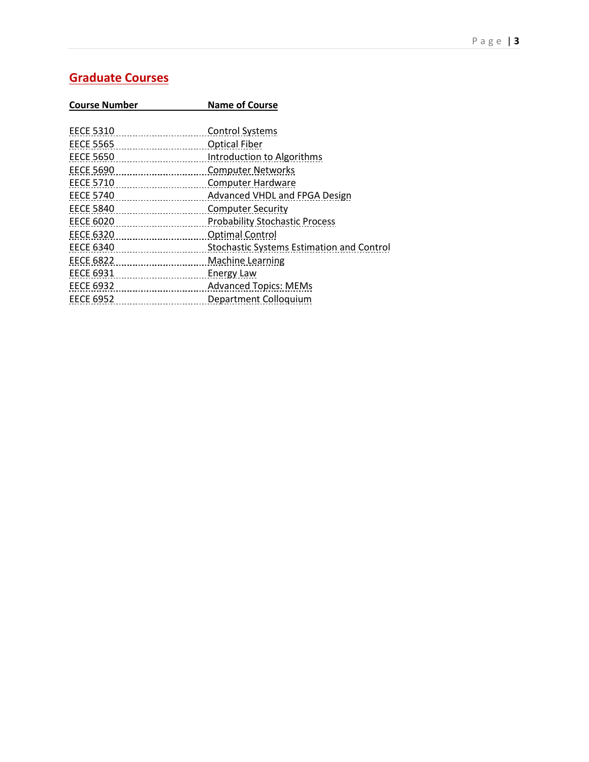## Graduate Courses

| Course Number | Name of Course |
|---|---|
| EECE 5310 | Control Systems |
| EECE 5565 | Optical Fiber |
| EECE 5650 | Introduction to Algorithms |
| EECE 5690 | Computer Networks |
| EECE 5710 | Computer Hardware |
| EECE 5740 | Advanced VHDL and FPGA Design |
| EECE 5840 | Computer Security |
| EECE 6020 | Probability Stochastic Process |
| EECE 6320 | Optimal Control |
| EECE 6340 | Stochastic Systems Estimation and Control |
| EECE 6822 | Machine Learning |
| EECE 6931 | Energy Law |
| EECE 6932 | Advanced Topics: MEMs |
| EECE 6952 | Department Colloquium |